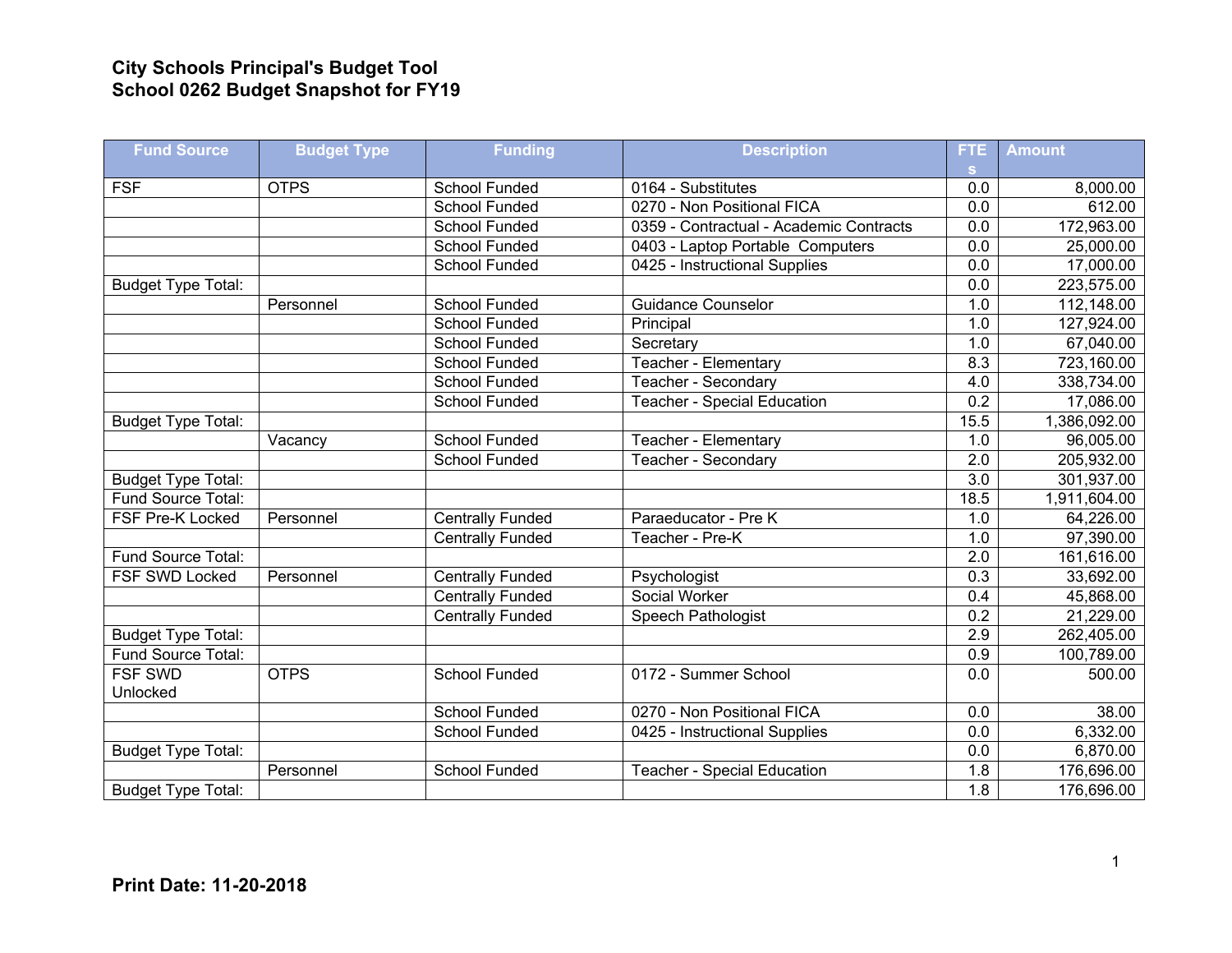# City Schools Principal's Budget Tool
# School 0262 Budget Snapshot for FY19

| Fund Source | Budget Type | Funding | Description | FTEs | Amount |
|---|---|---|---|---|---|
| FSF | OTPS | School Funded | 0164 - Substitutes | 0.0 | 8,000.00 |
| | | School Funded | 0270 - Non Positional FICA | 0.0 | 612.00 |
| | | School Funded | 0359 - Contractual - Academic Contracts | 0.0 | 172,963.00 |
| | | School Funded | 0403 - Laptop Portable Computers | 0.0 | 25,000.00 |
| | | School Funded | 0425 - Instructional Supplies | 0.0 | 17,000.00 |
| Budget Type Total: | | | | 0.0 | 223,575.00 |
| | Personnel | School Funded | Guidance Counselor | 1.0 | 112,148.00 |
| | | School Funded | Principal | 1.0 | 127,924.00 |
| | | School Funded | Secretary | 1.0 | 67,040.00 |
| | | School Funded | Teacher - Elementary | 8.3 | 723,160.00 |
| | | School Funded | Teacher - Secondary | 4.0 | 338,734.00 |
| | | School Funded | Teacher - Special Education | 0.2 | 17,086.00 |
| Budget Type Total: | | | | 15.5 | 1,386,092.00 |
| | Vacancy | School Funded | Teacher - Elementary | 1.0 | 96,005.00 |
| | | School Funded | Teacher - Secondary | 2.0 | 205,932.00 |
| Budget Type Total: | | | | 3.0 | 301,937.00 |
| Fund Source Total: | | | | 18.5 | 1,911,604.00 |
| FSF Pre-K Locked | Personnel | Centrally Funded | Paraeducator - Pre K | 1.0 | 64,226.00 |
| | | Centrally Funded | Teacher - Pre-K | 1.0 | 97,390.00 |
| Fund Source Total: | | | | 2.0 | 161,616.00 |
| FSF SWD Locked | Personnel | Centrally Funded | Psychologist | 0.3 | 33,692.00 |
| | | Centrally Funded | Social Worker | 0.4 | 45,868.00 |
| | | Centrally Funded | Speech Pathologist | 0.2 | 21,229.00 |
| Budget Type Total: | | | | 2.9 | 262,405.00 |
| Fund Source Total: | | | | 0.9 | 100,789.00 |
| FSF SWD Unlocked | OTPS | School Funded | 0172 - Summer School | 0.0 | 500.00 |
| | | School Funded | 0270 - Non Positional FICA | 0.0 | 38.00 |
| | | School Funded | 0425 - Instructional Supplies | 0.0 | 6,332.00 |
| Budget Type Total: | | | | 0.0 | 6,870.00 |
| | Personnel | School Funded | Teacher - Special Education | 1.8 | 176,696.00 |
| Budget Type Total: | | | | 1.8 | 176,696.00 |

**Print Date: 11-20-2018**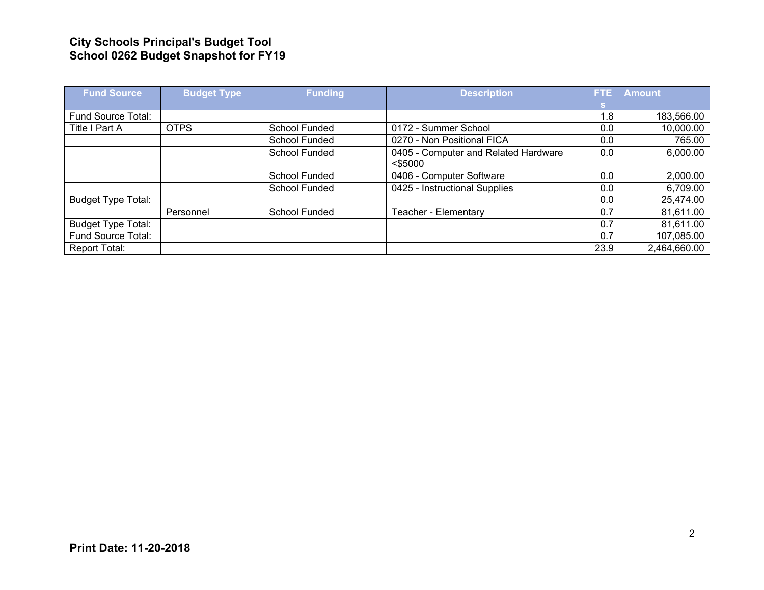**City Schools Principal's Budget Tool**
**School 0262 Budget Snapshot for FY19**

| Fund Source | Budget Type | Funding | Description | FTEs | Amount |
|---|---|---|---|---|---|
| Fund Source Total: | | | | 1.8 | 183,566.00 |
| Title I Part A | OTPS | School Funded | 0172 - Summer School | 0.0 | 10,000.00 |
| | | School Funded | 0270 - Non Positional FICA | 0.0 | 765.00 |
| | | School Funded | 0405 - Computer and Related Hardware <$5000 | 0.0 | 6,000.00 |
| | | School Funded | 0406 - Computer Software | 0.0 | 2,000.00 |
| | | School Funded | 0425 - Instructional Supplies | 0.0 | 6,709.00 |
| Budget Type Total: | | | | 0.0 | 25,474.00 |
| | Personnel | School Funded | Teacher - Elementary | 0.7 | 81,611.00 |
| Budget Type Total: | | | | 0.7 | 81,611.00 |
| Fund Source Total: | | | | 0.7 | 107,085.00 |
| Report Total: | | | | 23.9 | 2,464,660.00 |

**Print Date: 11-20-2018**